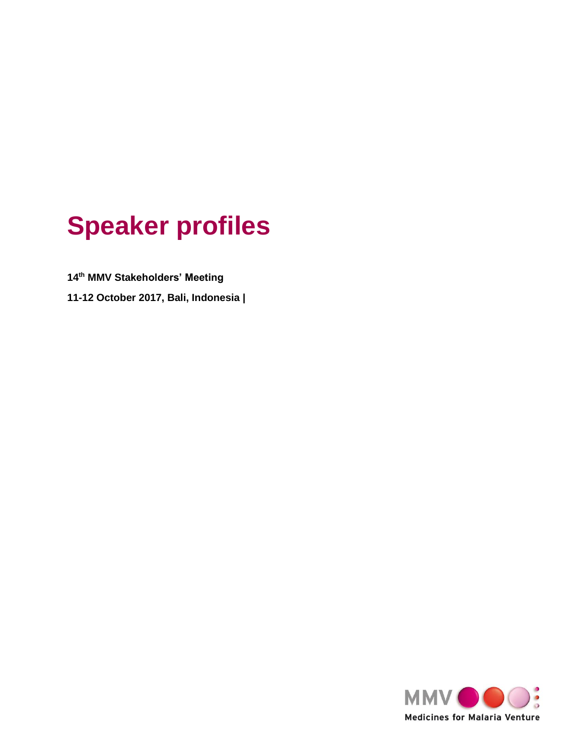# Speaker profiles

**14th MMV Stakeholders' Meeting**

**11-12 October 2017, Bali, Indonesia |**

MMV

Medicines for Malaria Venture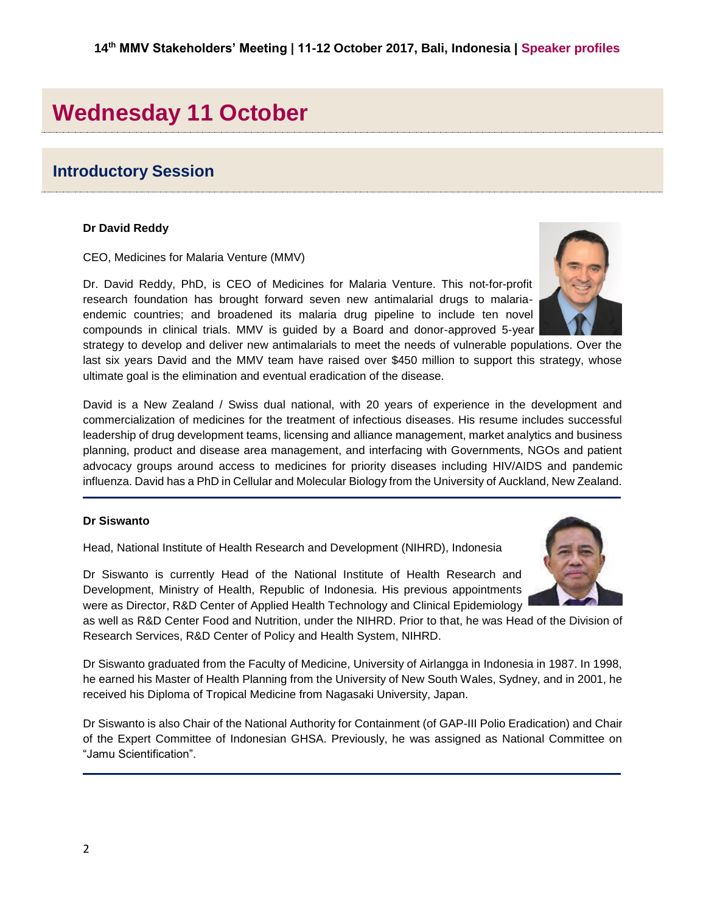# Wednesday 11 October

## Introductory Session

**Dr David Reddy**

CEO, Medicines for Malaria Venture (MMV)

Dr. David Reddy, PhD, is CEO of Medicines for Malaria Venture. This not-for-profit research foundation has brought forward seven new antimalarial drugs to malaria-endemic countries; and broadened its malaria drug pipeline to include ten novel compounds in clinical trials. MMV is guided by a Board and donor-approved 5-year strategy to develop and deliver new antimalarials to meet the needs of vulnerable populations. Over the last six years David and the MMV team have raised over $450 million to support this strategy, whose ultimate goal is the elimination and eventual eradication of the disease.

David is a New Zealand / Swiss dual national, with 20 years of experience in the development and commercialization of medicines for the treatment of infectious diseases. His resume includes successful leadership of drug development teams, licensing and alliance management, market analytics and business planning, product and disease area management, and interfacing with Governments, NGOs and patient advocacy groups around access to medicines for priority diseases including HIV/AIDS and pandemic influenza. David has a PhD in Cellular and Molecular Biology from the University of Auckland, New Zealand.

---

**Dr Siswanto**

Head, National Institute of Health Research and Development (NIHRD), Indonesia

Dr Siswanto is currently Head of the National Institute of Health Research and Development, Ministry of Health, Republic of Indonesia. His previous appointments were as Director, R&D Center of Applied Health Technology and Clinical Epidemiology as well as R&D Center Food and Nutrition, under the NIHRD. Prior to that, he was Head of the Division of Research Services, R&D Center of Policy and Health System, NIHRD.

Dr Siswanto graduated from the Faculty of Medicine, University of Airlangga in Indonesia in 1987. In 1998, he earned his Master of Health Planning from the University of New South Wales, Sydney, and in 2001, he received his Diploma of Tropical Medicine from Nagasaki University, Japan.

Dr Siswanto is also Chair of the National Authority for Containment (of GAP-III Polio Eradication) and Chair of the Expert Committee of Indonesian GHSA. Previously, he was assigned as National Committee on "Jamu Scientification".

---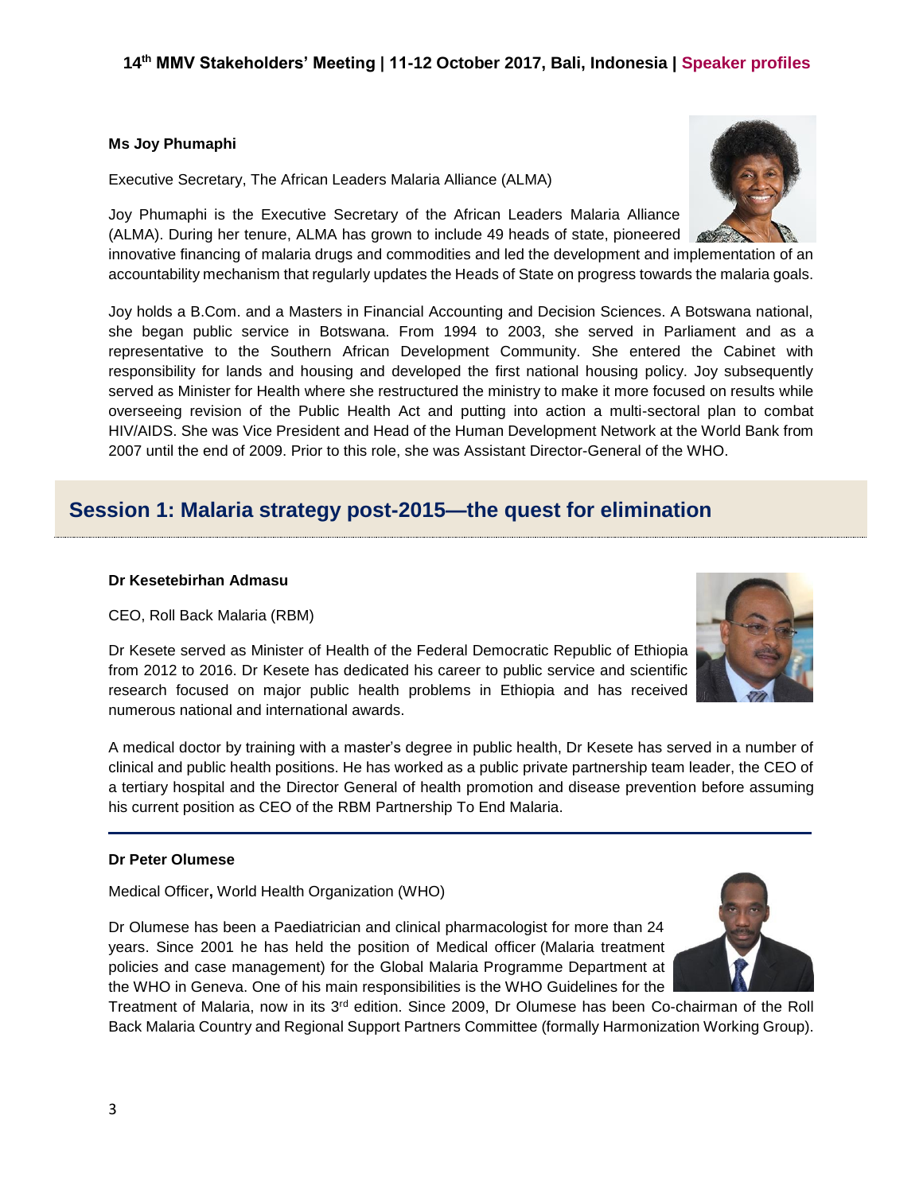**Ms Joy Phumaphi**

Executive Secretary, The African Leaders Malaria Alliance (ALMA)

Joy Phumaphi is the Executive Secretary of the African Leaders Malaria Alliance (ALMA). During her tenure, ALMA has grown to include 49 heads of state, pioneered innovative financing of malaria drugs and commodities and led the development and implementation of an accountability mechanism that regularly updates the Heads of State on progress towards the malaria goals.

Joy holds a B.Com. and a Masters in Financial Accounting and Decision Sciences. A Botswana national, she began public service in Botswana. From 1994 to 2003, she served in Parliament and as a representative to the Southern African Development Community. She entered the Cabinet with responsibility for lands and housing and developed the first national housing policy. Joy subsequently served as Minister for Health where she restructured the ministry to make it more focused on results while overseeing revision of the Public Health Act and putting into action a multi-sectoral plan to combat HIV/AIDS. She was Vice President and Head of the Human Development Network at the World Bank from 2007 until the end of 2009. Prior to this role, she was Assistant Director-General of the WHO.

## Session 1: Malaria strategy post-2015—the quest for elimination

**Dr Kesetebirhan Admasu**

CEO, Roll Back Malaria (RBM)

Dr Kesete served as Minister of Health of the Federal Democratic Republic of Ethiopia from 2012 to 2016. Dr Kesete has dedicated his career to public service and scientific research focused on major public health problems in Ethiopia and has received numerous national and international awards.

A medical doctor by training with a master's degree in public health, Dr Kesete has served in a number of clinical and public health positions. He has worked as a public private partnership team leader, the CEO of a tertiary hospital and the Director General of health promotion and disease prevention before assuming his current position as CEO of the RBM Partnership To End Malaria.

---

**Dr Peter Olumese**

Medical Officer**,** World Health Organization (WHO)

Dr Olumese has been a Paediatrician and clinical pharmacologist for more than 24 years. Since 2001 he has held the position of Medical officer (Malaria treatment policies and case management) for the Global Malaria Programme Department at the WHO in Geneva. One of his main responsibilities is the WHO Guidelines for the Treatment of Malaria, now in its 3rd edition. Since 2009, Dr Olumese has been Co-chairman of the Roll Back Malaria Country and Regional Support Partners Committee (formally Harmonization Working Group).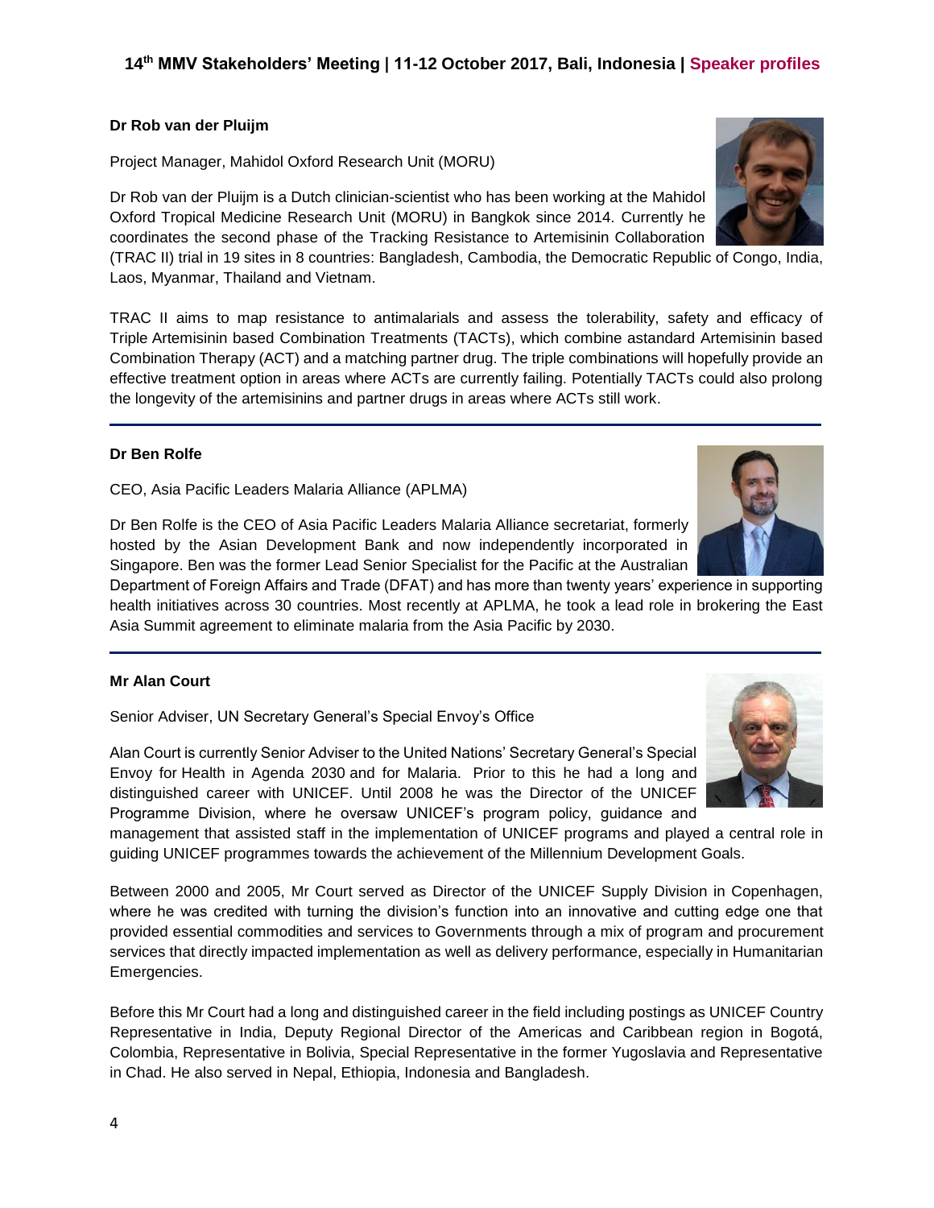**Dr Rob van der Pluijm**

Project Manager, Mahidol Oxford Research Unit (MORU)

Dr Rob van der Pluijm is a Dutch clinician-scientist who has been working at the Mahidol Oxford Tropical Medicine Research Unit (MORU) in Bangkok since 2014. Currently he coordinates the second phase of the Tracking Resistance to Artemisinin Collaboration (TRAC II) trial in 19 sites in 8 countries: Bangladesh, Cambodia, the Democratic Republic of Congo, India, Laos, Myanmar, Thailand and Vietnam.

TRAC II aims to map resistance to antimalarials and assess the tolerability, safety and efficacy of Triple Artemisinin based Combination Treatments (TACTs), which combine astandard Artemisinin based Combination Therapy (ACT) and a matching partner drug. The triple combinations will hopefully provide an effective treatment option in areas where ACTs are currently failing. Potentially TACTs could also prolong the longevity of the artemisinins and partner drugs in areas where ACTs still work.

---

**Dr Ben Rolfe**

CEO, Asia Pacific Leaders Malaria Alliance (APLMA)

Dr Ben Rolfe is the CEO of Asia Pacific Leaders Malaria Alliance secretariat, formerly hosted by the Asian Development Bank and now independently incorporated in Singapore. Ben was the former Lead Senior Specialist for the Pacific at the Australian Department of Foreign Affairs and Trade (DFAT) and has more than twenty years' experience in supporting health initiatives across 30 countries. Most recently at APLMA, he took a lead role in brokering the East Asia Summit agreement to eliminate malaria from the Asia Pacific by 2030.

---

**Mr Alan Court**

Senior Adviser, UN Secretary General's Special Envoy's Office

Alan Court is currently Senior Adviser to the United Nations' Secretary General's Special Envoy for Health in Agenda 2030 and for Malaria. Prior to this he had a long and distinguished career with UNICEF. Until 2008 he was the Director of the UNICEF Programme Division, where he oversaw UNICEF's program policy, guidance and management that assisted staff in the implementation of UNICEF programs and played a central role in guiding UNICEF programmes towards the achievement of the Millennium Development Goals.

Between 2000 and 2005, Mr Court served as Director of the UNICEF Supply Division in Copenhagen, where he was credited with turning the division's function into an innovative and cutting edge one that provided essential commodities and services to Governments through a mix of program and procurement services that directly impacted implementation as well as delivery performance, especially in Humanitarian Emergencies.

Before this Mr Court had a long and distinguished career in the field including postings as UNICEF Country Representative in India, Deputy Regional Director of the Americas and Caribbean region in Bogotá, Colombia, Representative in Bolivia, Special Representative in the former Yugoslavia and Representative in Chad. He also served in Nepal, Ethiopia, Indonesia and Bangladesh.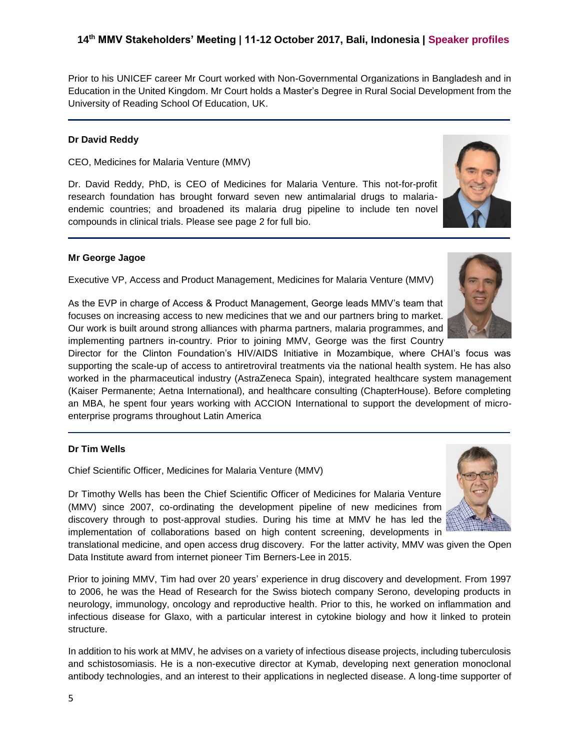Prior to his UNICEF career Mr Court worked with Non-Governmental Organizations in Bangladesh and in Education in the United Kingdom. Mr Court holds a Master's Degree in Rural Social Development from the University of Reading School Of Education, UK.

---

**Dr David Reddy**

CEO, Medicines for Malaria Venture (MMV)

Dr. David Reddy, PhD, is CEO of Medicines for Malaria Venture. This not-for-profit research foundation has brought forward seven new antimalarial drugs to malaria-endemic countries; and broadened its malaria drug pipeline to include ten novel compounds in clinical trials. Please see page 2 for full bio.

---

**Mr George Jagoe**

Executive VP, Access and Product Management, Medicines for Malaria Venture (MMV)

As the EVP in charge of Access & Product Management, George leads MMV's team that focuses on increasing access to new medicines that we and our partners bring to market. Our work is built around strong alliances with pharma partners, malaria programmes, and implementing partners in-country. Prior to joining MMV, George was the first Country Director for the Clinton Foundation's HIV/AIDS Initiative in Mozambique, where CHAI's focus was supporting the scale-up of access to antiretroviral treatments via the national health system. He has also worked in the pharmaceutical industry (AstraZeneca Spain), integrated healthcare system management (Kaiser Permanente; Aetna International), and healthcare consulting (ChapterHouse). Before completing an MBA, he spent four years working with ACCION International to support the development of micro-enterprise programs throughout Latin America

---

**Dr Tim Wells**

Chief Scientific Officer, Medicines for Malaria Venture (MMV)

Dr Timothy Wells has been the Chief Scientific Officer of Medicines for Malaria Venture (MMV) since 2007, co-ordinating the development pipeline of new medicines from discovery through to post-approval studies. During his time at MMV he has led the implementation of collaborations based on high content screening, developments in translational medicine, and open access drug discovery. For the latter activity, MMV was given the Open Data Institute award from internet pioneer Tim Berners-Lee in 2015.

Prior to joining MMV, Tim had over 20 years' experience in drug discovery and development. From 1997 to 2006, he was the Head of Research for the Swiss biotech company Serono, developing products in neurology, immunology, oncology and reproductive health. Prior to this, he worked on inflammation and infectious disease for Glaxo, with a particular interest in cytokine biology and how it linked to protein structure.

In addition to his work at MMV, he advises on a variety of infectious disease projects, including tuberculosis and schistosomiasis. He is a non-executive director at Kymab, developing next generation monoclonal antibody technologies, and an interest to their applications in neglected disease. A long-time supporter of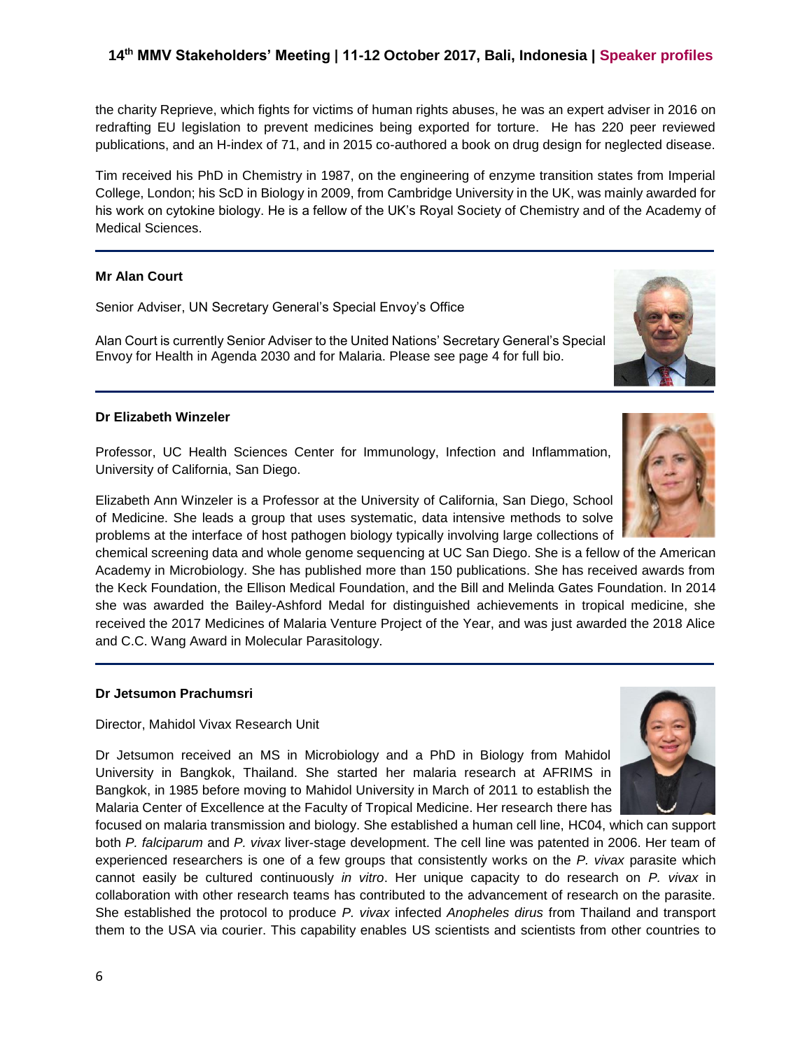the charity Reprieve, which fights for victims of human rights abuses, he was an expert adviser in 2016 on redrafting EU legislation to prevent medicines being exported for torture. He has 220 peer reviewed publications, and an H-index of 71, and in 2015 co-authored a book on drug design for neglected disease.

Tim received his PhD in Chemistry in 1987, on the engineering of enzyme transition states from Imperial College, London; his ScD in Biology in 2009, from Cambridge University in the UK, was mainly awarded for his work on cytokine biology. He is a fellow of the UK's Royal Society of Chemistry and of the Academy of Medical Sciences.

---

**Mr Alan Court**

Senior Adviser, UN Secretary General's Special Envoy's Office

Alan Court is currently Senior Adviser to the United Nations' Secretary General's Special Envoy for Health in Agenda 2030 and for Malaria. Please see page 4 for full bio.

---

**Dr Elizabeth Winzeler**

Professor, UC Health Sciences Center for Immunology, Infection and Inflammation, University of California, San Diego.

Elizabeth Ann Winzeler is a Professor at the University of California, San Diego, School of Medicine. She leads a group that uses systematic, data intensive methods to solve problems at the interface of host pathogen biology typically involving large collections of chemical screening data and whole genome sequencing at UC San Diego. She is a fellow of the American Academy in Microbiology. She has published more than 150 publications. She has received awards from the Keck Foundation, the Ellison Medical Foundation, and the Bill and Melinda Gates Foundation. In 2014 she was awarded the Bailey-Ashford Medal for distinguished achievements in tropical medicine, she received the 2017 Medicines of Malaria Venture Project of the Year, and was just awarded the 2018 Alice and C.C. Wang Award in Molecular Parasitology.

---

**Dr Jetsumon Prachumsri**

Director, Mahidol Vivax Research Unit

Dr Jetsumon received an MS in Microbiology and a PhD in Biology from Mahidol University in Bangkok, Thailand. She started her malaria research at AFRIMS in Bangkok, in 1985 before moving to Mahidol University in March of 2011 to establish the Malaria Center of Excellence at the Faculty of Tropical Medicine. Her research there has focused on malaria transmission and biology. She established a human cell line, HC04, which can support both *P. falciparum* and *P. vivax* liver-stage development. The cell line was patented in 2006. Her team of experienced researchers is one of a few groups that consistently works on the *P. vivax* parasite which cannot easily be cultured continuously *in vitro*. Her unique capacity to do research on *P. vivax* in collaboration with other research teams has contributed to the advancement of research on the parasite. She established the protocol to produce *P. vivax* infected *Anopheles dirus* from Thailand and transport them to the USA via courier. This capability enables US scientists and scientists from other countries to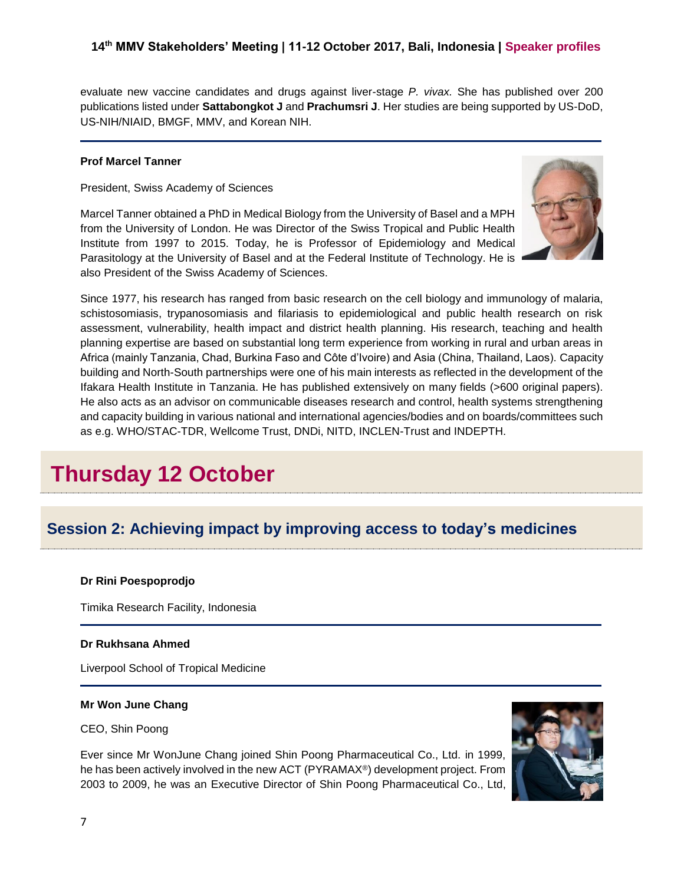evaluate new vaccine candidates and drugs against liver-stage *P. vivax.* She has published over 200 publications listed under **Sattabongkot J** and **Prachumsri J**. Her studies are being supported by US-DoD, US-NIH/NIAID, BMGF, MMV, and Korean NIH.

---

**Prof Marcel Tanner**

President, Swiss Academy of Sciences

Marcel Tanner obtained a PhD in Medical Biology from the University of Basel and a MPH from the University of London. He was Director of the Swiss Tropical and Public Health Institute from 1997 to 2015. Today, he is Professor of Epidemiology and Medical Parasitology at the University of Basel and at the Federal Institute of Technology. He is also President of the Swiss Academy of Sciences.

Since 1977, his research has ranged from basic research on the cell biology and immunology of malaria, schistosomiasis, trypanosomiasis and filariasis to epidemiological and public health research on risk assessment, vulnerability, health impact and district health planning. His research, teaching and health planning expertise are based on substantial long term experience from working in rural and urban areas in Africa (mainly Tanzania, Chad, Burkina Faso and Côte d'Ivoire) and Asia (China, Thailand, Laos). Capacity building and North-South partnerships were one of his main interests as reflected in the development of the Ifakara Health Institute in Tanzania. He has published extensively on many fields (>600 original papers). He also acts as an advisor on communicable diseases research and control, health systems strengthening and capacity building in various national and international agencies/bodies and on boards/committees such as e.g. WHO/STAC-TDR, Wellcome Trust, DNDi, NITD, INCLEN-Trust and INDEPTH.

# Thursday 12 October

## Session 2: Achieving impact by improving access to today's medicines

**Dr Rini Poespoprodjo**

Timika Research Facility, Indonesia

---

**Dr Rukhsana Ahmed**

Liverpool School of Tropical Medicine

---

**Mr Won June Chang**

CEO, Shin Poong

Ever since Mr WonJune Chang joined Shin Poong Pharmaceutical Co., Ltd. in 1999, he has been actively involved in the new ACT (PYRAMAX®) development project. From 2003 to 2009, he was an Executive Director of Shin Poong Pharmaceutical Co., Ltd,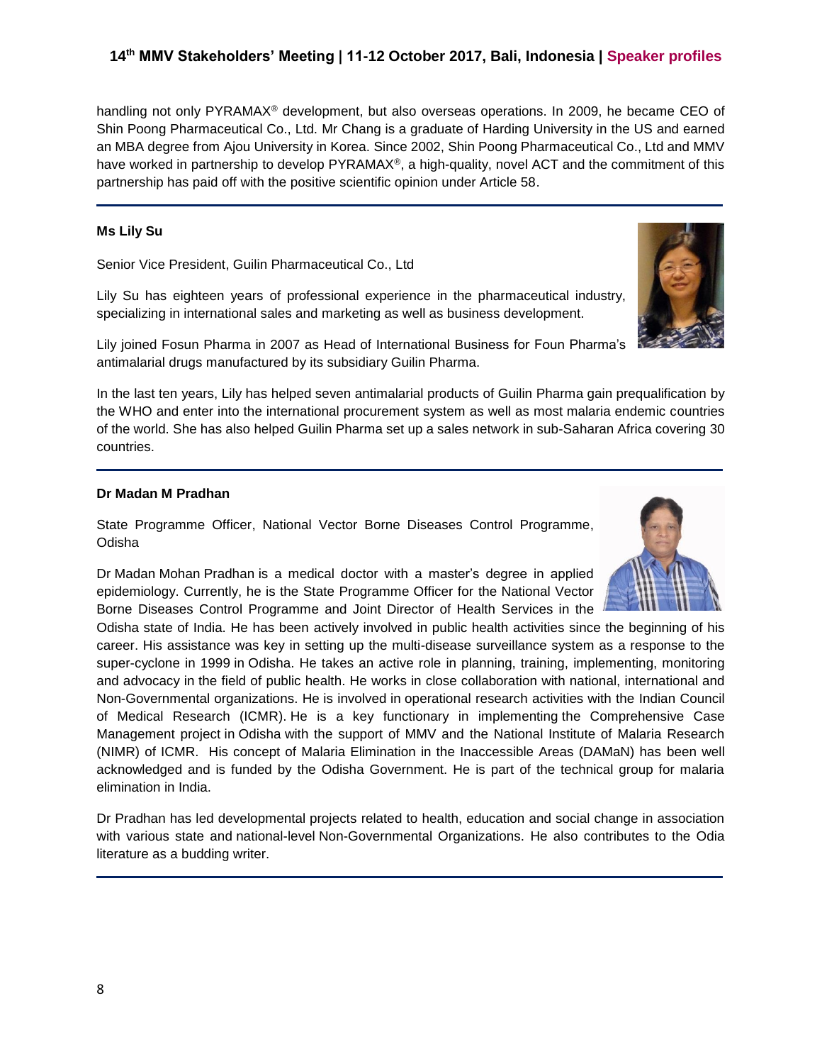handling not only PYRAMAX® development, but also overseas operations. In 2009, he became CEO of Shin Poong Pharmaceutical Co., Ltd. Mr Chang is a graduate of Harding University in the US and earned an MBA degree from Ajou University in Korea. Since 2002, Shin Poong Pharmaceutical Co., Ltd and MMV have worked in partnership to develop PYRAMAX®, a high-quality, novel ACT and the commitment of this partnership has paid off with the positive scientific opinion under Article 58.

---

**Ms Lily Su**

Senior Vice President, Guilin Pharmaceutical Co., Ltd

Lily Su has eighteen years of professional experience in the pharmaceutical industry, specializing in international sales and marketing as well as business development.

Lily joined Fosun Pharma in 2007 as Head of International Business for Foun Pharma's antimalarial drugs manufactured by its subsidiary Guilin Pharma.

In the last ten years, Lily has helped seven antimalarial products of Guilin Pharma gain prequalification by the WHO and enter into the international procurement system as well as most malaria endemic countries of the world. She has also helped Guilin Pharma set up a sales network in sub-Saharan Africa covering 30 countries.

---

**Dr Madan M Pradhan**

State Programme Officer, National Vector Borne Diseases Control Programme, Odisha

Dr Madan Mohan Pradhan is a medical doctor with a master's degree in applied epidemiology. Currently, he is the State Programme Officer for the National Vector Borne Diseases Control Programme and Joint Director of Health Services in the Odisha state of India. He has been actively involved in public health activities since the beginning of his career. His assistance was key in setting up the multi-disease surveillance system as a response to the super-cyclone in 1999 in Odisha. He takes an active role in planning, training, implementing, monitoring and advocacy in the field of public health. He works in close collaboration with national, international and Non-Governmental organizations. He is involved in operational research activities with the Indian Council of Medical Research (ICMR). He is a key functionary in implementing the Comprehensive Case Management project in Odisha with the support of MMV and the National Institute of Malaria Research (NIMR) of ICMR. His concept of Malaria Elimination in the Inaccessible Areas (DAMaN) has been well acknowledged and is funded by the Odisha Government. He is part of the technical group for malaria elimination in India.

Dr Pradhan has led developmental projects related to health, education and social change in association with various state and national-level Non-Governmental Organizations. He also contributes to the Odia literature as a budding writer.

---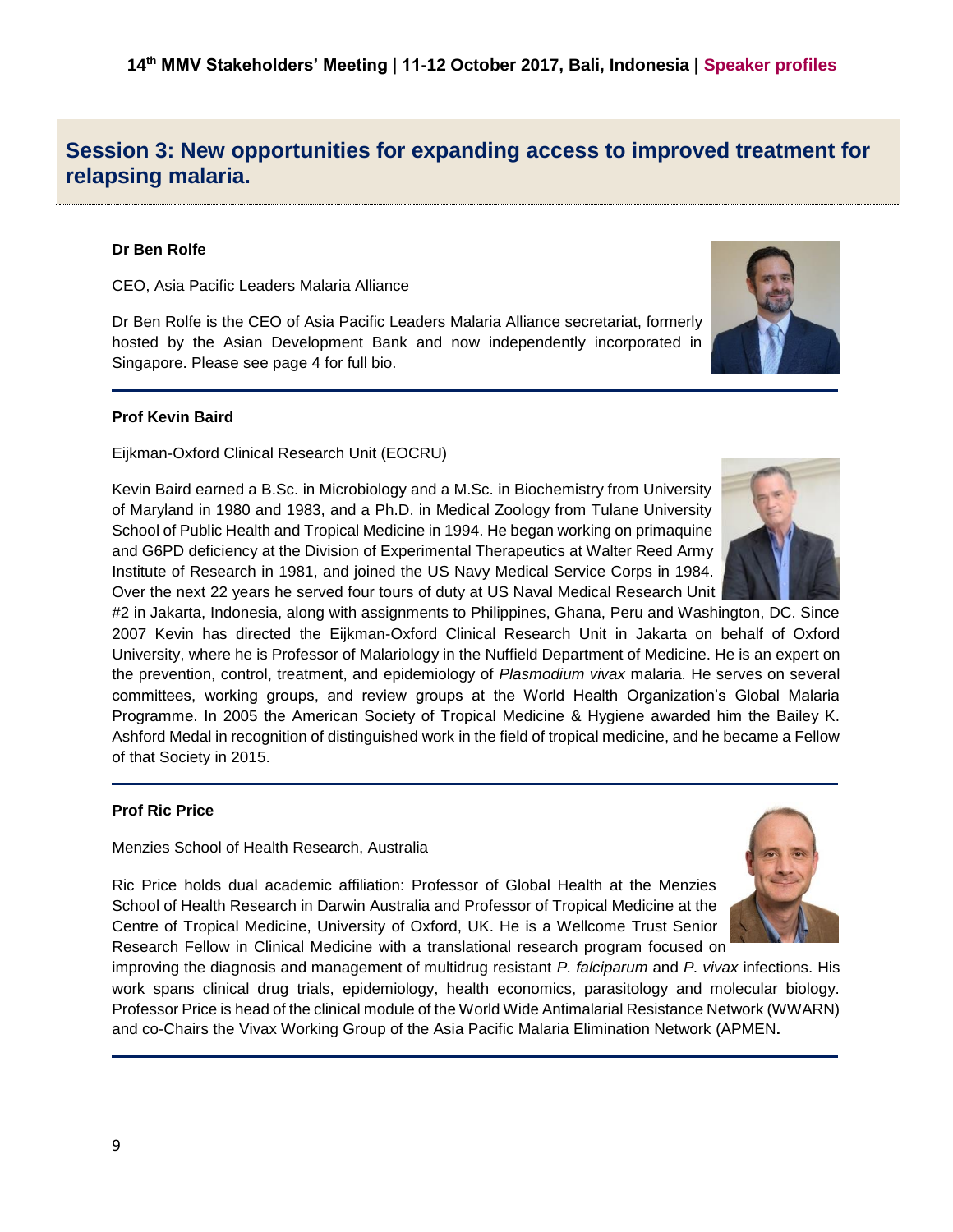## Session 3: New opportunities for expanding access to improved treatment for relapsing malaria.

**Dr Ben Rolfe**

CEO, Asia Pacific Leaders Malaria Alliance

Dr Ben Rolfe is the CEO of Asia Pacific Leaders Malaria Alliance secretariat, formerly hosted by the Asian Development Bank and now independently incorporated in Singapore. Please see page 4 for full bio.

---

**Prof Kevin Baird**

Eijkman-Oxford Clinical Research Unit (EOCRU)

Kevin Baird earned a B.Sc. in Microbiology and a M.Sc. in Biochemistry from University of Maryland in 1980 and 1983, and a Ph.D. in Medical Zoology from Tulane University School of Public Health and Tropical Medicine in 1994. He began working on primaquine and G6PD deficiency at the Division of Experimental Therapeutics at Walter Reed Army Institute of Research in 1981, and joined the US Navy Medical Service Corps in 1984. Over the next 22 years he served four tours of duty at US Naval Medical Research Unit #2 in Jakarta, Indonesia, along with assignments to Philippines, Ghana, Peru and Washington, DC. Since 2007 Kevin has directed the Eijkman-Oxford Clinical Research Unit in Jakarta on behalf of Oxford University, where he is Professor of Malariology in the Nuffield Department of Medicine. He is an expert on the prevention, control, treatment, and epidemiology of *Plasmodium vivax* malaria. He serves on several committees, working groups, and review groups at the World Health Organization's Global Malaria Programme. In 2005 the American Society of Tropical Medicine & Hygiene awarded him the Bailey K. Ashford Medal in recognition of distinguished work in the field of tropical medicine, and he became a Fellow of that Society in 2015.

---

**Prof Ric Price**

Menzies School of Health Research, Australia

Ric Price holds dual academic affiliation: Professor of Global Health at the Menzies School of Health Research in Darwin Australia and Professor of Tropical Medicine at the Centre of Tropical Medicine, University of Oxford, UK. He is a Wellcome Trust Senior Research Fellow in Clinical Medicine with a translational research program focused on improving the diagnosis and management of multidrug resistant *P. falciparum* and *P. vivax* infections. His work spans clinical drug trials, epidemiology, health economics, parasitology and molecular biology. Professor Price is head of the clinical module of the World Wide Antimalarial Resistance Network (WWARN) and co-Chairs the Vivax Working Group of the Asia Pacific Malaria Elimination Network (APMEN**.**

---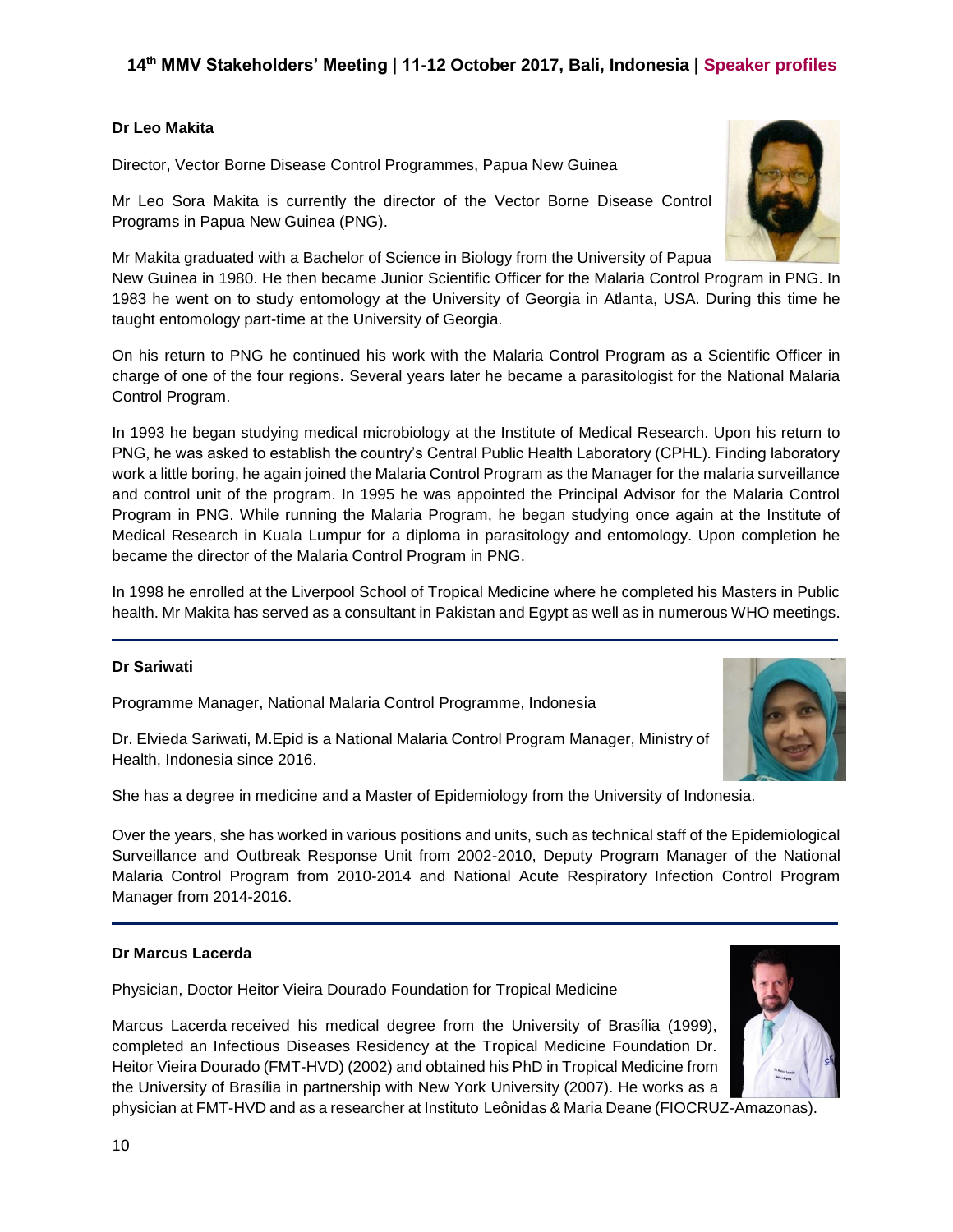### Dr Leo Makita

Director, Vector Borne Disease Control Programmes, Papua New Guinea

Mr Leo Sora Makita is currently the director of the Vector Borne Disease Control Programs in Papua New Guinea (PNG).

Mr Makita graduated with a Bachelor of Science in Biology from the University of Papua New Guinea in 1980. He then became Junior Scientific Officer for the Malaria Control Program in PNG. In 1983 he went on to study entomology at the University of Georgia in Atlanta, USA. During this time he taught entomology part-time at the University of Georgia.

On his return to PNG he continued his work with the Malaria Control Program as a Scientific Officer in charge of one of the four regions. Several years later he became a parasitologist for the National Malaria Control Program.

In 1993 he began studying medical microbiology at the Institute of Medical Research. Upon his return to PNG, he was asked to establish the country's Central Public Health Laboratory (CPHL). Finding laboratory work a little boring, he again joined the Malaria Control Program as the Manager for the malaria surveillance and control unit of the program. In 1995 he was appointed the Principal Advisor for the Malaria Control Program in PNG. While running the Malaria Program, he began studying once again at the Institute of Medical Research in Kuala Lumpur for a diploma in parasitology and entomology. Upon completion he became the director of the Malaria Control Program in PNG.

In 1998 he enrolled at the Liverpool School of Tropical Medicine where he completed his Masters in Public health. Mr Makita has served as a consultant in Pakistan and Egypt as well as in numerous WHO meetings.

---

### Dr Sariwati

Programme Manager, National Malaria Control Programme, Indonesia

Dr. Elvieda Sariwati, M.Epid is a National Malaria Control Program Manager, Ministry of Health, Indonesia since 2016.

She has a degree in medicine and a Master of Epidemiology from the University of Indonesia.

Over the years, she has worked in various positions and units, such as technical staff of the Epidemiological Surveillance and Outbreak Response Unit from 2002-2010, Deputy Program Manager of the National Malaria Control Program from 2010-2014 and National Acute Respiratory Infection Control Program Manager from 2014-2016.

---

### Dr Marcus Lacerda

Physician, Doctor Heitor Vieira Dourado Foundation for Tropical Medicine

Marcus Lacerda received his medical degree from the University of Brasília (1999), completed an Infectious Diseases Residency at the Tropical Medicine Foundation Dr. Heitor Vieira Dourado (FMT-HVD) (2002) and obtained his PhD in Tropical Medicine from the University of Brasília in partnership with New York University (2007). He works as a physician at FMT-HVD and as a researcher at Instituto Leônidas & Maria Deane (FIOCRUZ-Amazonas).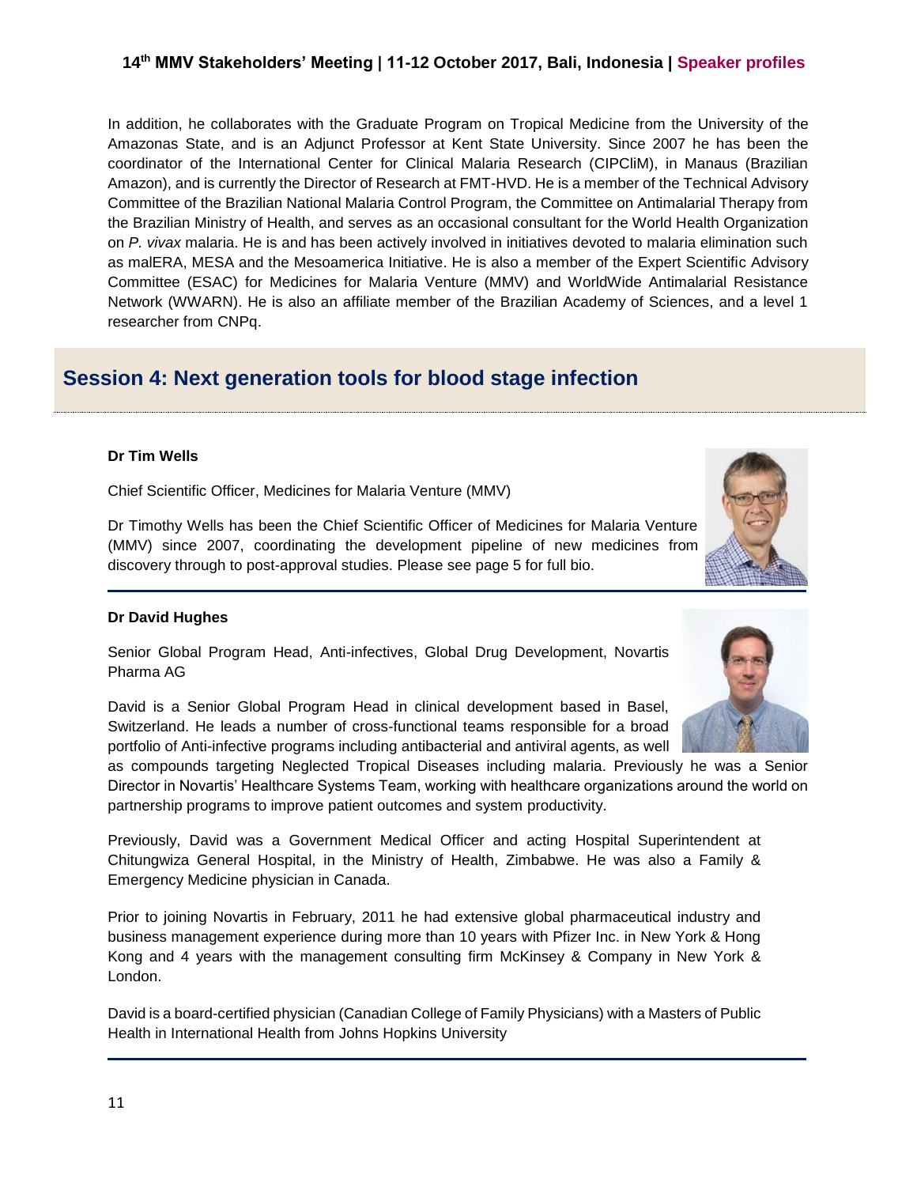In addition, he collaborates with the Graduate Program on Tropical Medicine from the University of the Amazonas State, and is an Adjunct Professor at Kent State University. Since 2007 he has been the coordinator of the International Center for Clinical Malaria Research (CIPCliM), in Manaus (Brazilian Amazon), and is currently the Director of Research at FMT-HVD. He is a member of the Technical Advisory Committee of the Brazilian National Malaria Control Program, the Committee on Antimalarial Therapy from the Brazilian Ministry of Health, and serves as an occasional consultant for the World Health Organization on *P. vivax* malaria. He is and has been actively involved in initiatives devoted to malaria elimination such as malERA, MESA and the Mesoamerica Initiative. He is also a member of the Expert Scientific Advisory Committee (ESAC) for Medicines for Malaria Venture (MMV) and WorldWide Antimalarial Resistance Network (WWARN). He is also an affiliate member of the Brazilian Academy of Sciences, and a level 1 researcher from CNPq.

## Session 4: Next generation tools for blood stage infection

**Dr Tim Wells**

Chief Scientific Officer, Medicines for Malaria Venture (MMV)

Dr Timothy Wells has been the Chief Scientific Officer of Medicines for Malaria Venture (MMV) since 2007, coordinating the development pipeline of new medicines from discovery through to post-approval studies. Please see page 5 for full bio.

---

**Dr David Hughes**

Senior Global Program Head, Anti-infectives, Global Drug Development, Novartis Pharma AG

David is a Senior Global Program Head in clinical development based in Basel, Switzerland. He leads a number of cross-functional teams responsible for a broad portfolio of Anti-infective programs including antibacterial and antiviral agents, as well as compounds targeting Neglected Tropical Diseases including malaria. Previously he was a Senior Director in Novartis' Healthcare Systems Team, working with healthcare organizations around the world on partnership programs to improve patient outcomes and system productivity.

Previously, David was a Government Medical Officer and acting Hospital Superintendent at Chitungwiza General Hospital, in the Ministry of Health, Zimbabwe. He was also a Family & Emergency Medicine physician in Canada.

Prior to joining Novartis in February, 2011 he had extensive global pharmaceutical industry and business management experience during more than 10 years with Pfizer Inc. in New York & Hong Kong and 4 years with the management consulting firm McKinsey & Company in New York & London.

David is a board-certified physician (Canadian College of Family Physicians) with a Masters of Public Health in International Health from Johns Hopkins University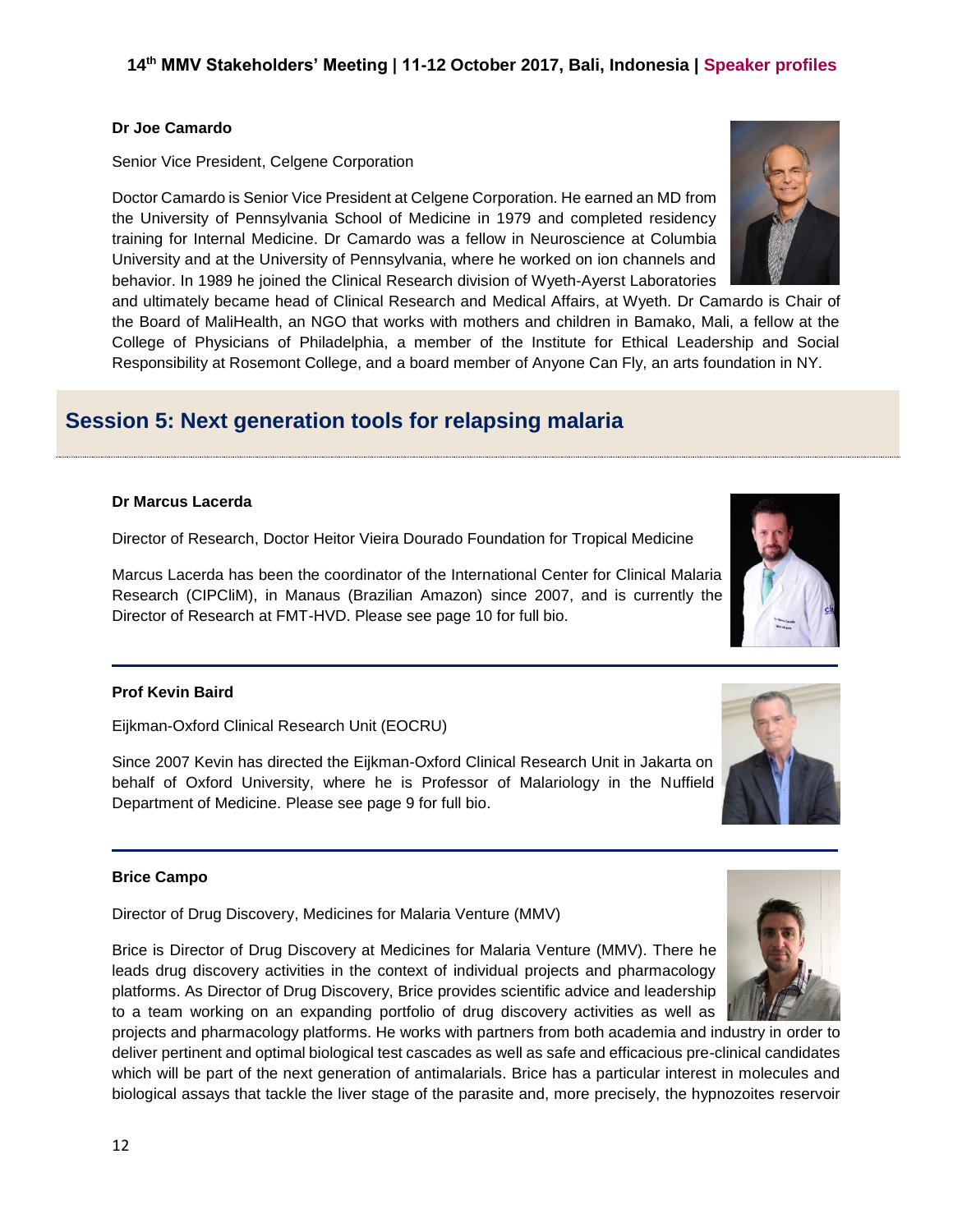**Dr Joe Camardo**

Senior Vice President, Celgene Corporation

Doctor Camardo is Senior Vice President at Celgene Corporation. He earned an MD from the University of Pennsylvania School of Medicine in 1979 and completed residency training for Internal Medicine. Dr Camardo was a fellow in Neuroscience at Columbia University and at the University of Pennsylvania, where he worked on ion channels and behavior. In 1989 he joined the Clinical Research division of Wyeth-Ayerst Laboratories and ultimately became head of Clinical Research and Medical Affairs, at Wyeth. Dr Camardo is Chair of the Board of MaliHealth, an NGO that works with mothers and children in Bamako, Mali, a fellow at the College of Physicians of Philadelphia, a member of the Institute for Ethical Leadership and Social Responsibility at Rosemont College, and a board member of Anyone Can Fly, an arts foundation in NY.

## Session 5: Next generation tools for relapsing malaria

**Dr Marcus Lacerda**

Director of Research, Doctor Heitor Vieira Dourado Foundation for Tropical Medicine

Marcus Lacerda has been the coordinator of the International Center for Clinical Malaria Research (CIPCliM), in Manaus (Brazilian Amazon) since 2007, and is currently the Director of Research at FMT-HVD. Please see page 10 for full bio.

---

**Prof Kevin Baird**

Eijkman-Oxford Clinical Research Unit (EOCRU)

Since 2007 Kevin has directed the Eijkman-Oxford Clinical Research Unit in Jakarta on behalf of Oxford University, where he is Professor of Malariology in the Nuffield Department of Medicine. Please see page 9 for full bio.

---

**Brice Campo**

Director of Drug Discovery, Medicines for Malaria Venture (MMV)

Brice is Director of Drug Discovery at Medicines for Malaria Venture (MMV). There he leads drug discovery activities in the context of individual projects and pharmacology platforms. As Director of Drug Discovery, Brice provides scientific advice and leadership to a team working on an expanding portfolio of drug discovery activities as well as projects and pharmacology platforms. He works with partners from both academia and industry in order to deliver pertinent and optimal biological test cascades as well as safe and efficacious pre-clinical candidates which will be part of the next generation of antimalarials. Brice has a particular interest in molecules and biological assays that tackle the liver stage of the parasite and, more precisely, the hypnozoites reservoir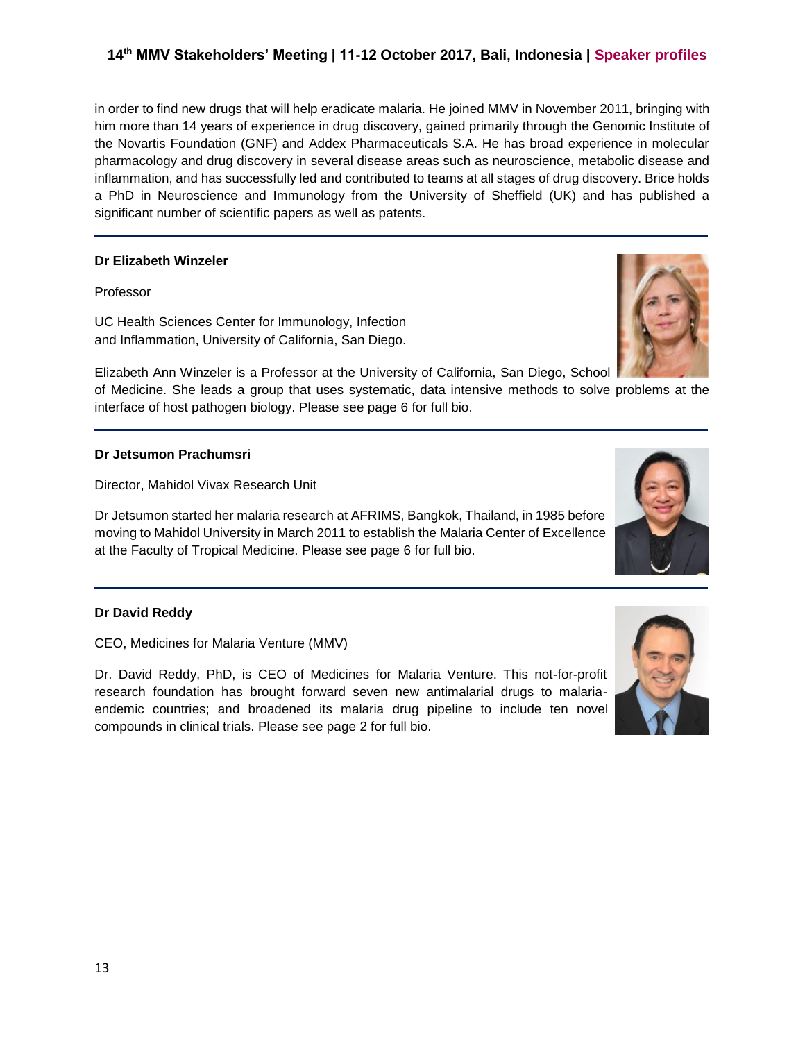in order to find new drugs that will help eradicate malaria. He joined MMV in November 2011, bringing with him more than 14 years of experience in drug discovery, gained primarily through the Genomic Institute of the Novartis Foundation (GNF) and Addex Pharmaceuticals S.A. He has broad experience in molecular pharmacology and drug discovery in several disease areas such as neuroscience, metabolic disease and inflammation, and has successfully led and contributed to teams at all stages of drug discovery. Brice holds a PhD in Neuroscience and Immunology from the University of Sheffield (UK) and has published a significant number of scientific papers as well as patents.

---

**Dr Elizabeth Winzeler**

Professor

UC Health Sciences Center for Immunology, Infection and Inflammation, University of California, San Diego.

Elizabeth Ann Winzeler is a Professor at the University of California, San Diego, School of Medicine. She leads a group that uses systematic, data intensive methods to solve problems at the interface of host pathogen biology. Please see page 6 for full bio.

---

**Dr Jetsumon Prachumsri**

Director, Mahidol Vivax Research Unit

Dr Jetsumon started her malaria research at AFRIMS, Bangkok, Thailand, in 1985 before moving to Mahidol University in March 2011 to establish the Malaria Center of Excellence at the Faculty of Tropical Medicine. Please see page 6 for full bio.

---

**Dr David Reddy**

CEO, Medicines for Malaria Venture (MMV)

Dr. David Reddy, PhD, is CEO of Medicines for Malaria Venture. This not-for-profit research foundation has brought forward seven new antimalarial drugs to malaria-endemic countries; and broadened its malaria drug pipeline to include ten novel compounds in clinical trials. Please see page 2 for full bio.